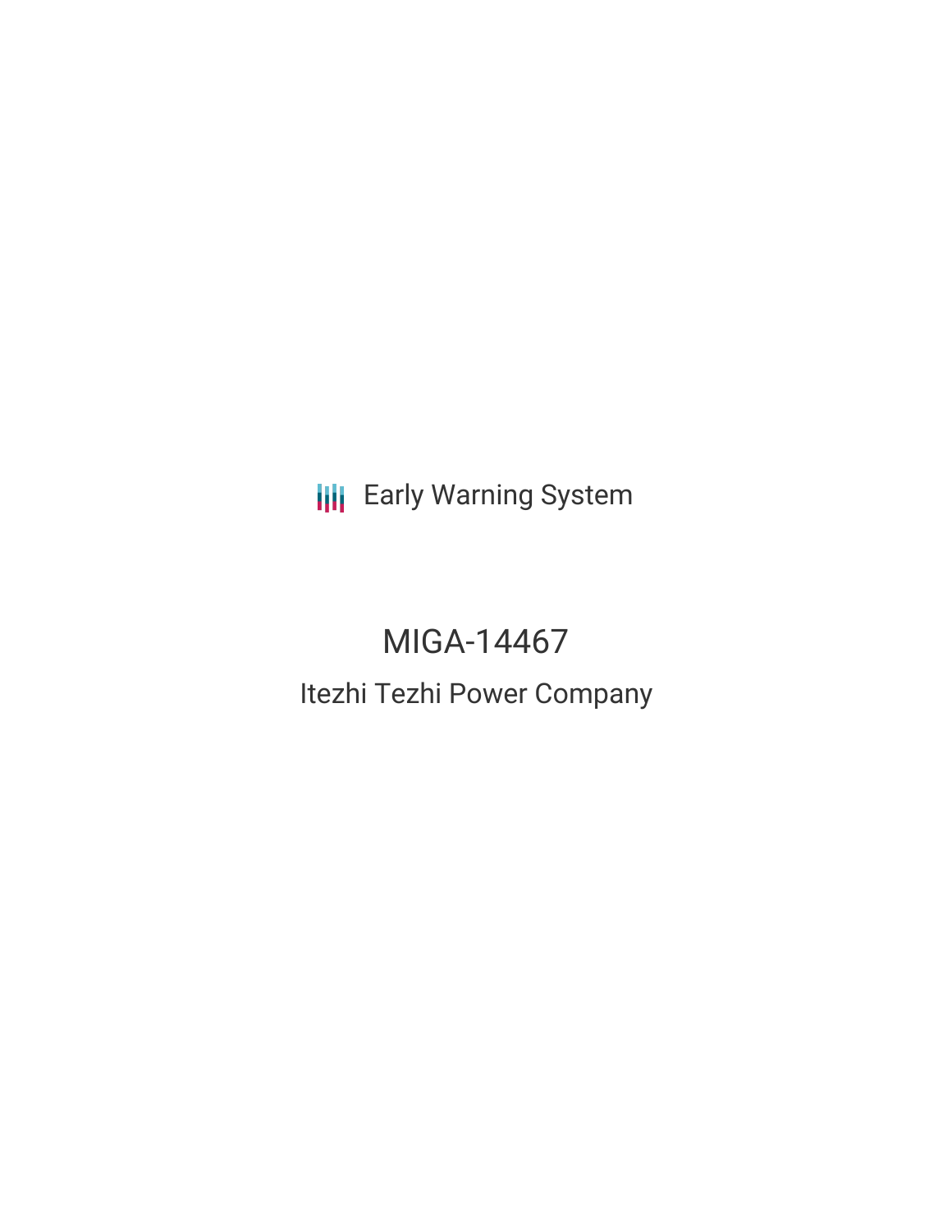Early Warning System

# MIGA-14467

## Itezhi Tezhi Power Company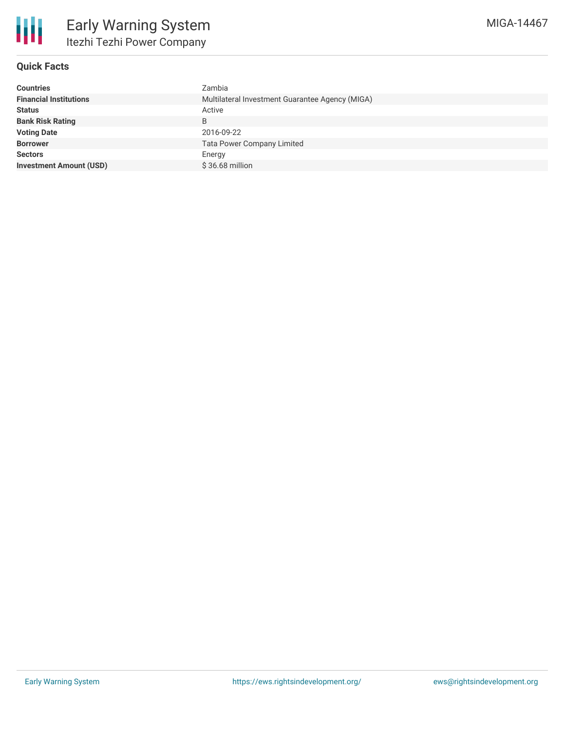# Early Warning System

## Itezhi Tezhi Power Company

MIGA-14467

### Quick Facts

| | |
|---|---|
| **Countries** | Zambia |
| **Financial Institutions** | Multilateral Investment Guarantee Agency (MIGA) |
| **Status** | Active |
| **Bank Risk Rating** | B |
| **Voting Date** | 2016-09-22 |
| **Borrower** | Tata Power Company Limited |
| **Sectors** | Energy |
| **Investment Amount (USD)** | $ 36.68 million |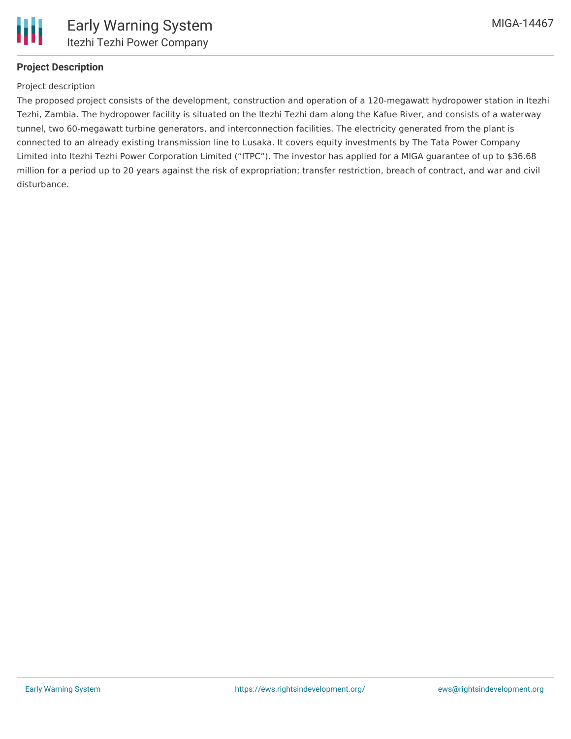## Project Description

Project description

The proposed project consists of the development, construction and operation of a 120-megawatt hydropower station in Itezhi Tezhi, Zambia. The hydropower facility is situated on the Itezhi Tezhi dam along the Kafue River, and consists of a waterway tunnel, two 60-megawatt turbine generators, and interconnection facilities. The electricity generated from the plant is connected to an already existing transmission line to Lusaka. It covers equity investments by The Tata Power Company Limited into Itezhi Tezhi Power Corporation Limited ("ITPC"). The investor has applied for a MIGA guarantee of up to $36.68 million for a period up to 20 years against the risk of expropriation; transfer restriction, breach of contract, and war and civil disturbance.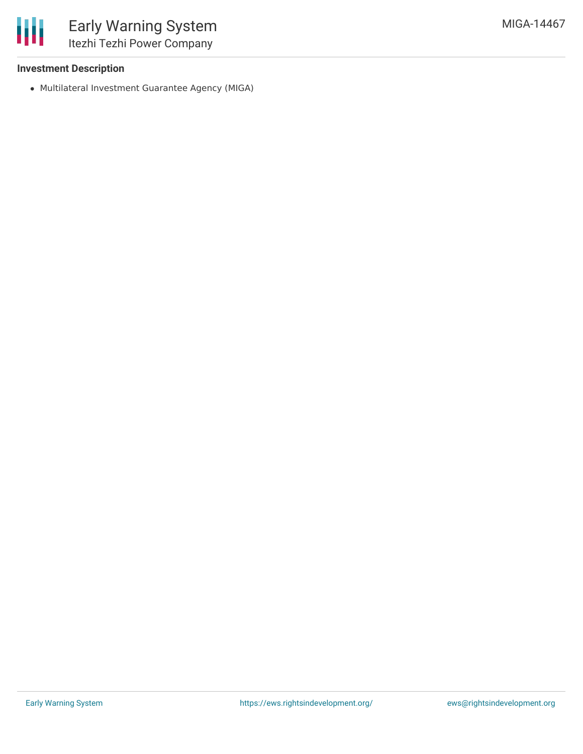### Investment Description

- Multilateral Investment Guarantee Agency (MIGA)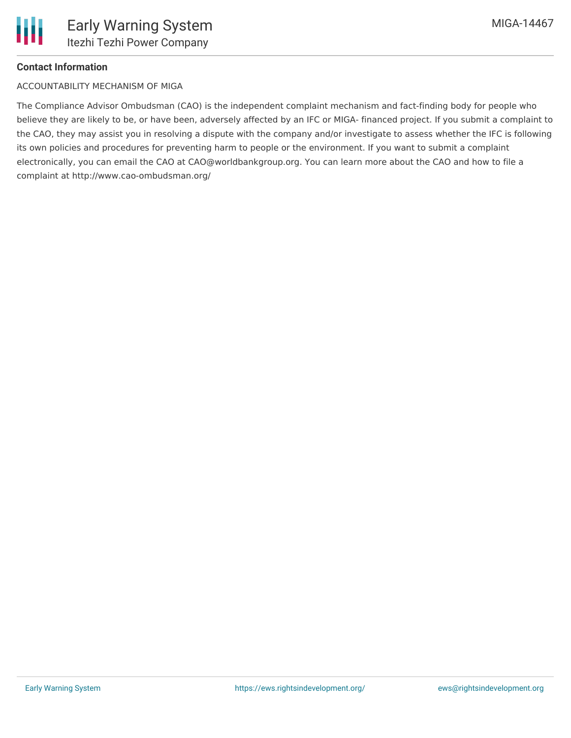**Contact Information**

ACCOUNTABILITY MECHANISM OF MIGA

The Compliance Advisor Ombudsman (CAO) is the independent complaint mechanism and fact-finding body for people who believe they are likely to be, or have been, adversely affected by an IFC or MIGA- financed project. If you submit a complaint to the CAO, they may assist you in resolving a dispute with the company and/or investigate to assess whether the IFC is following its own policies and procedures for preventing harm to people or the environment. If you want to submit a complaint electronically, you can email the CAO at CAO@worldbankgroup.org. You can learn more about the CAO and how to file a complaint at http://www.cao-ombudsman.org/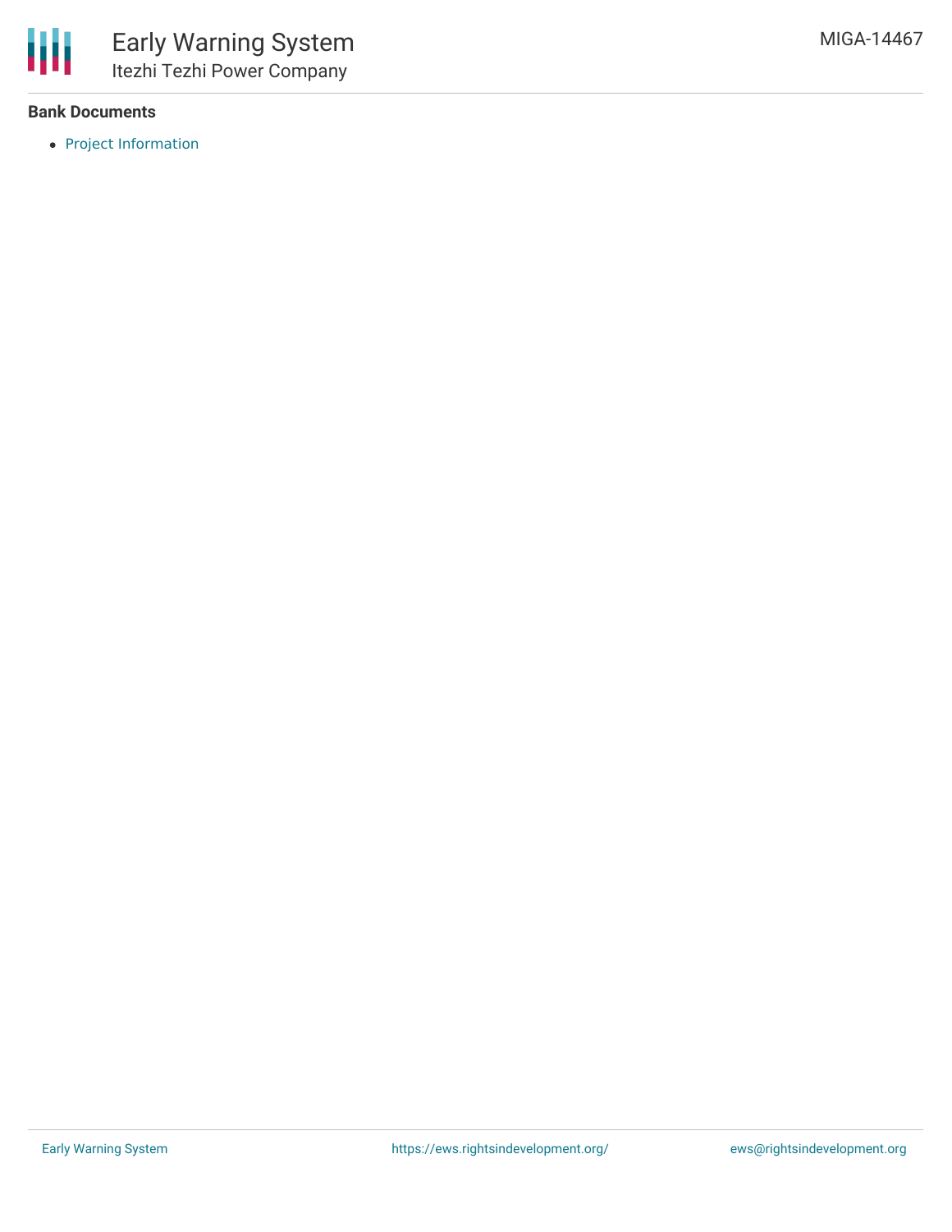**Bank Documents**

- Project Information